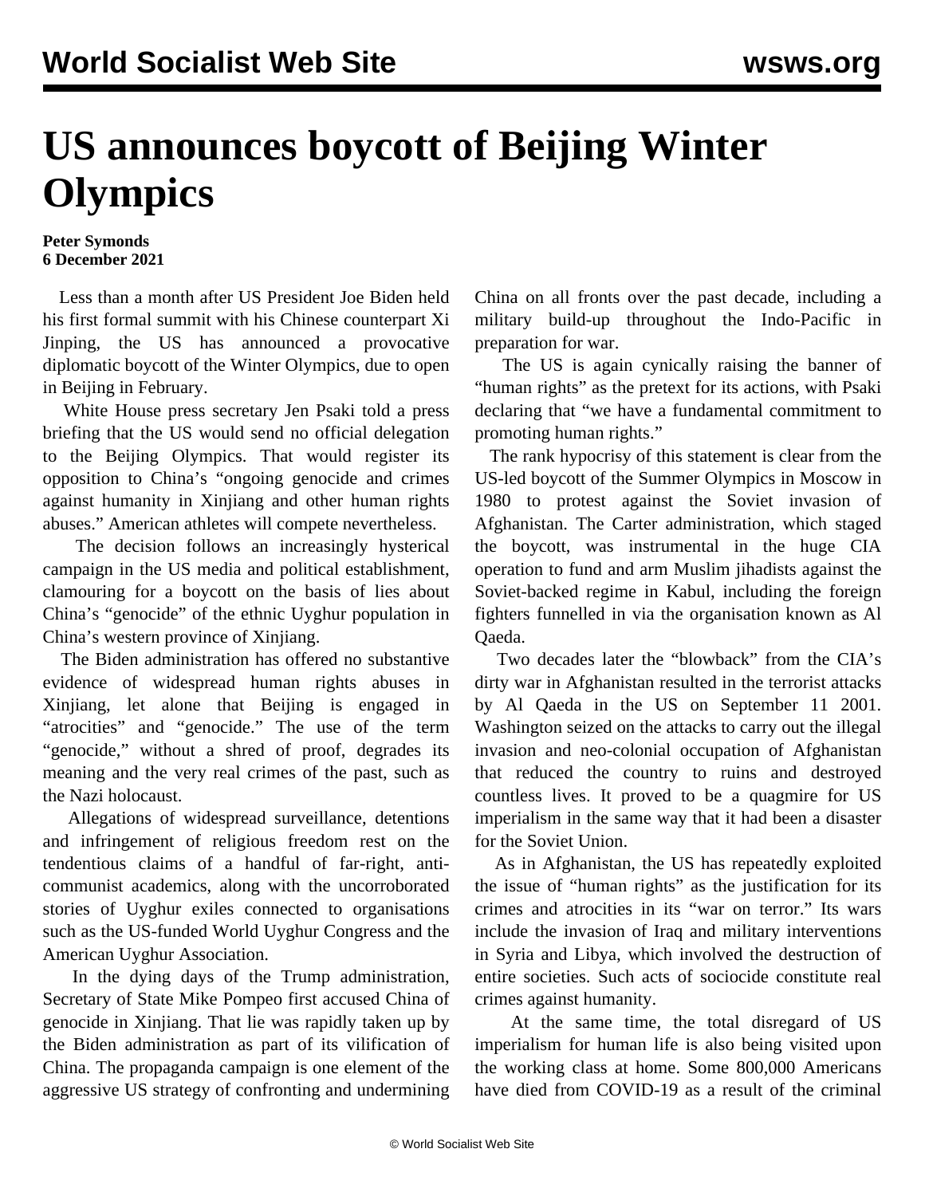# US announces boycott of Beijing Winter Olympics

**Peter Symonds**
**6 December 2021**

Less than a month after US President Joe Biden held his first formal summit with his Chinese counterpart Xi Jinping, the US has announced a provocative diplomatic boycott of the Winter Olympics, due to open in Beijing in February.

White House press secretary Jen Psaki told a press briefing that the US would send no official delegation to the Beijing Olympics. That would register its opposition to China's "ongoing genocide and crimes against humanity in Xinjiang and other human rights abuses." American athletes will compete nevertheless.

The decision follows an increasingly hysterical campaign in the US media and political establishment, clamouring for a boycott on the basis of lies about China's "genocide" of the ethnic Uyghur population in China's western province of Xinjiang.

The Biden administration has offered no substantive evidence of widespread human rights abuses in Xinjiang, let alone that Beijing is engaged in "atrocities" and "genocide." The use of the term "genocide," without a shred of proof, degrades its meaning and the very real crimes of the past, such as the Nazi holocaust.

Allegations of widespread surveillance, detentions and infringement of religious freedom rest on the tendentious claims of a handful of far-right, anti-communist academics, along with the uncorroborated stories of Uyghur exiles connected to organisations such as the US-funded World Uyghur Congress and the American Uyghur Association.

In the dying days of the Trump administration, Secretary of State Mike Pompeo first accused China of genocide in Xinjiang. That lie was rapidly taken up by the Biden administration as part of its vilification of China. The propaganda campaign is one element of the aggressive US strategy of confronting and undermining China on all fronts over the past decade, including a military build-up throughout the Indo-Pacific in preparation for war.

The US is again cynically raising the banner of "human rights" as the pretext for its actions, with Psaki declaring that "we have a fundamental commitment to promoting human rights."

The rank hypocrisy of this statement is clear from the US-led boycott of the Summer Olympics in Moscow in 1980 to protest against the Soviet invasion of Afghanistan. The Carter administration, which staged the boycott, was instrumental in the huge CIA operation to fund and arm Muslim jihadists against the Soviet-backed regime in Kabul, including the foreign fighters funnelled in via the organisation known as Al Qaeda.

Two decades later the "blowback" from the CIA's dirty war in Afghanistan resulted in the terrorist attacks by Al Qaeda in the US on September 11 2001. Washington seized on the attacks to carry out the illegal invasion and neo-colonial occupation of Afghanistan that reduced the country to ruins and destroyed countless lives. It proved to be a quagmire for US imperialism in the same way that it had been a disaster for the Soviet Union.

As in Afghanistan, the US has repeatedly exploited the issue of "human rights" as the justification for its crimes and atrocities in its "war on terror." Its wars include the invasion of Iraq and military interventions in Syria and Libya, which involved the destruction of entire societies. Such acts of sociocide constitute real crimes against humanity.

At the same time, the total disregard of US imperialism for human life is also being visited upon the working class at home. Some 800,000 Americans have died from COVID-19 as a result of the criminal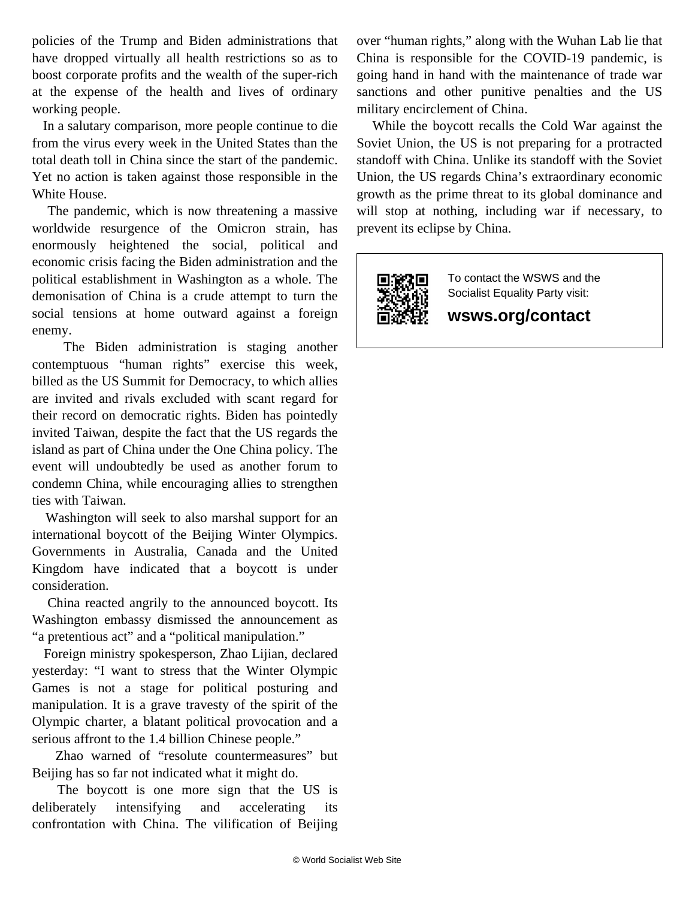policies of the Trump and Biden administrations that have dropped virtually all health restrictions so as to boost corporate profits and the wealth of the super-rich at the expense of the health and lives of ordinary working people.

In a salutary comparison, more people continue to die from the virus every week in the United States than the total death toll in China since the start of the pandemic. Yet no action is taken against those responsible in the White House.

The pandemic, which is now threatening a massive worldwide resurgence of the Omicron strain, has enormously heightened the social, political and economic crisis facing the Biden administration and the political establishment in Washington as a whole. The demonisation of China is a crude attempt to turn the social tensions at home outward against a foreign enemy.

The Biden administration is staging another contemptuous "human rights" exercise this week, billed as the US Summit for Democracy, to which allies are invited and rivals excluded with scant regard for their record on democratic rights. Biden has pointedly invited Taiwan, despite the fact that the US regards the island as part of China under the One China policy. The event will undoubtedly be used as another forum to condemn China, while encouraging allies to strengthen ties with Taiwan.

Washington will seek to also marshal support for an international boycott of the Beijing Winter Olympics. Governments in Australia, Canada and the United Kingdom have indicated that a boycott is under consideration.

China reacted angrily to the announced boycott. Its Washington embassy dismissed the announcement as "a pretentious act" and a "political manipulation."

Foreign ministry spokesperson, Zhao Lijian, declared yesterday: "I want to stress that the Winter Olympic Games is not a stage for political posturing and manipulation. It is a grave travesty of the spirit of the Olympic charter, a blatant political provocation and a serious affront to the 1.4 billion Chinese people."

Zhao warned of "resolute countermeasures" but Beijing has so far not indicated what it might do.

The boycott is one more sign that the US is deliberately intensifying and accelerating its confrontation with China. The vilification of Beijing over "human rights," along with the Wuhan Lab lie that China is responsible for the COVID-19 pandemic, is going hand in hand with the maintenance of trade war sanctions and other punitive penalties and the US military encirclement of China.

While the boycott recalls the Cold War against the Soviet Union, the US is not preparing for a protracted standoff with China. Unlike its standoff with the Soviet Union, the US regards China's extraordinary economic growth as the prime threat to its global dominance and will stop at nothing, including war if necessary, to prevent its eclipse by China.

To contact the WSWS and the Socialist Equality Party visit:

**wsws.org/contact**